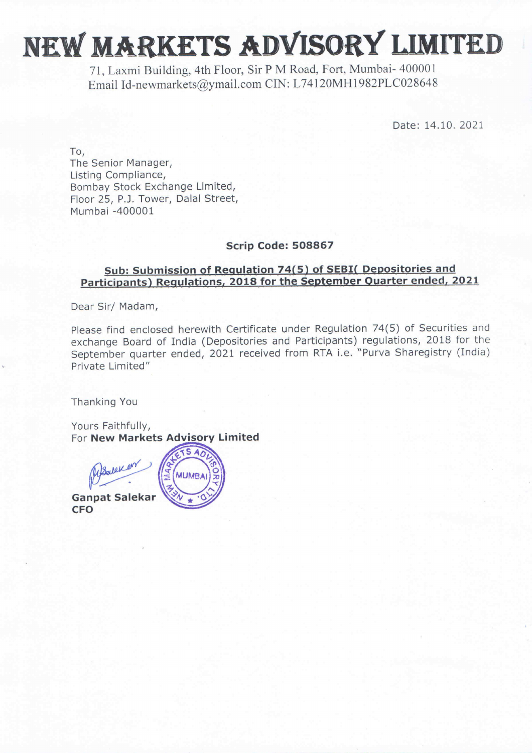# NEW MARKETS ADVISORY LIMITED

71, Laxmi Building, 4th Floor, Sir P M Road, Fort, Mumbai- 400001
Email Id-newmarkets@ymail.com CIN: L74120MH1982PLC028648

Date: 14.10. 2021

To,
The Senior Manager,
Listing Compliance,
Bombay Stock Exchange Limited,
Floor 25, P.J. Tower, Dalal Street,
Mumbai -400001

**Scrip Code: 508867**

**Sub: Submission of Regulation 74(5) of SEBI( Depositories and Participants) Regulations, 2018 for the September Quarter ended, 2021**

Dear Sir/ Madam,

Please find enclosed herewith Certificate under Regulation 74(5) of Securities and exchange Board of India (Depositories and Participants) regulations, 2018 for the September quarter ended, 2021 received from RTA i.e. "Purva Sharegistry (India) Private Limited"

Thanking You

Yours Faithfully,
For **New Markets Advisory Limited**

**Ganpat Salekar**
**CFO**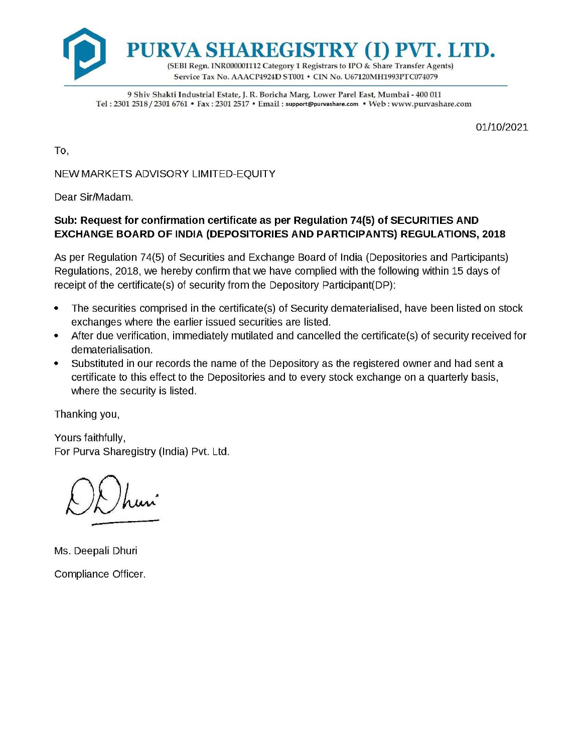# PURVA SHAREGISTRY (I) PVT. LTD.

(SEBI Regn. INR000001112 Category 1 Registrars to IPO & Share Transfer Agents)
Service Tax No. AAACP4924D ST001 • CIN No. U67120MH1993PTC074079

9 Shiv Shakti Industrial Estate, J. R. Boricha Marg, Lower Parel East, Mumbai - 400 011
Tel : 2301 2518 / 2301 6761 • Fax : 2301 2517 • Email : support@purvashare.com • Web : www.purvashare.com

01/10/2021

To,

NEW MARKETS ADVISORY LIMITED-EQUITY

Dear Sir/Madam.

**Sub: Request for confirmation certificate as per Regulation 74(5) of SECURITIES AND EXCHANGE BOARD OF INDIA (DEPOSITORIES AND PARTICIPANTS) REGULATIONS, 2018**

As per Regulation 74(5) of Securities and Exchange Board of India (Depositories and Participants) Regulations, 2018, we hereby confirm that we have complied with the following within 15 days of receipt of the certificate(s) of security from the Depository Participant(DP):

- The securities comprised in the certificate(s) of Security dematerialised, have been listed on stock exchanges where the earlier issued securities are listed.
- After due verification, immediately mutilated and cancelled the certificate(s) of security received for dematerialisation.
- Substituted in our records the name of the Depository as the registered owner and had sent a certificate to this effect to the Depositories and to every stock exchange on a quarterly basis, where the security is listed.

Thanking you,

Yours faithfully,
For Purva Sharegistry (India) Pvt. Ltd.

Ms. Deepali Dhuri

Compliance Officer.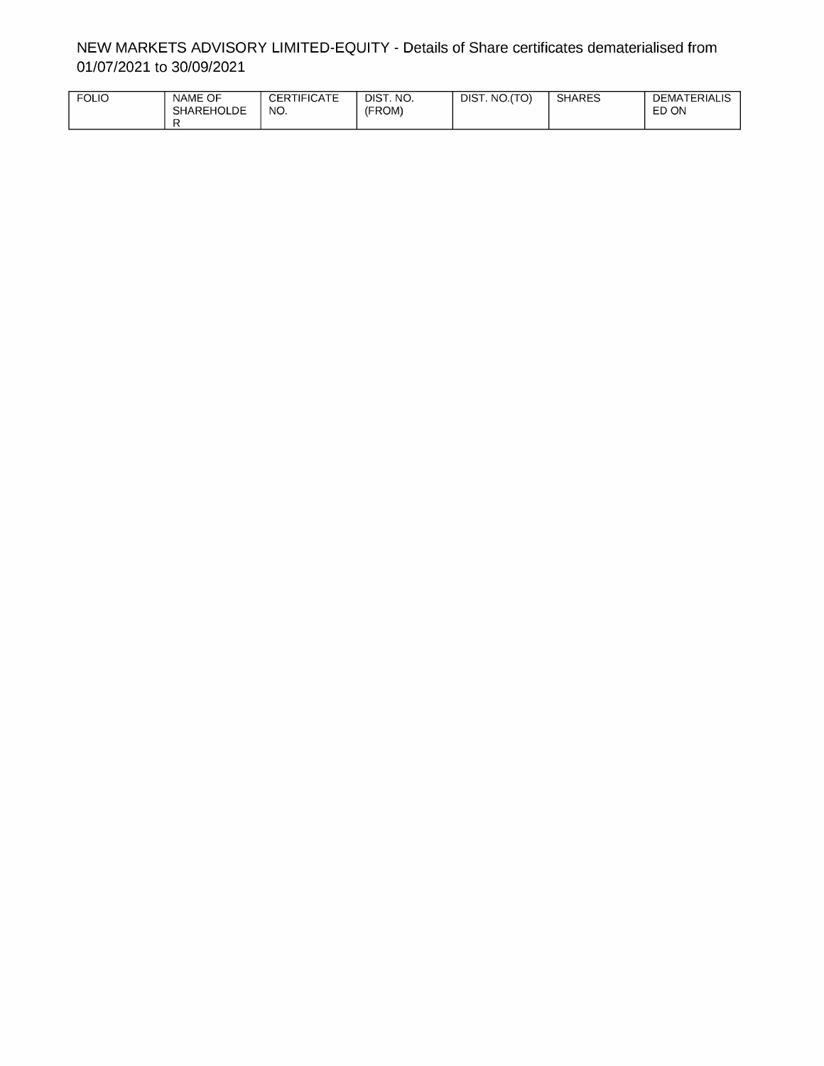NEW MARKETS ADVISORY LIMITED-EQUITY - Details of Share certificates dematerialised from 01/07/2021 to 30/09/2021

| FOLIO | NAME OF SHAREHOLDER | CERTIFICATE NO. | DIST. NO. (FROM) | DIST. NO.(TO) | SHARES | DEMATERIALISED ON |
|---|---|---|---|---|---|---|